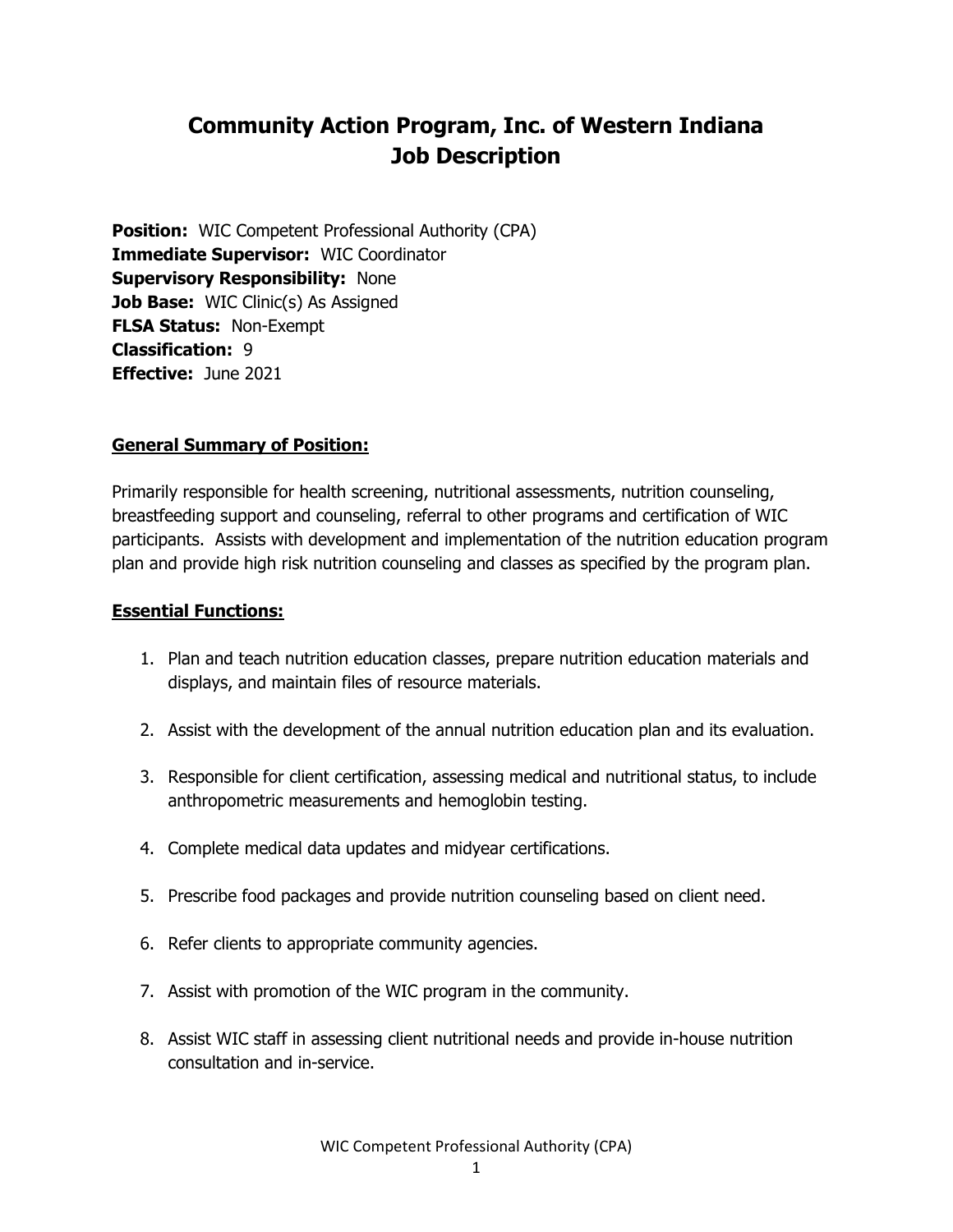# Community Action Program, Inc. of Western Indiana
# Job Description

**Position:** WIC Competent Professional Authority (CPA)
**Immediate Supervisor:** WIC Coordinator
**Supervisory Responsibility:** None
**Job Base:** WIC Clinic(s) As Assigned
**FLSA Status:** Non-Exempt
**Classification:** 9
**Effective:** June 2021

## General Summary of Position:

Primarily responsible for health screening, nutritional assessments, nutrition counseling, breastfeeding support and counseling, referral to other programs and certification of WIC participants. Assists with development and implementation of the nutrition education program plan and provide high risk nutrition counseling and classes as specified by the program plan.

## Essential Functions:

1. Plan and teach nutrition education classes, prepare nutrition education materials and displays, and maintain files of resource materials.

2. Assist with the development of the annual nutrition education plan and its evaluation.

3. Responsible for client certification, assessing medical and nutritional status, to include anthropometric measurements and hemoglobin testing.

4. Complete medical data updates and midyear certifications.

5. Prescribe food packages and provide nutrition counseling based on client need.

6. Refer clients to appropriate community agencies.

7. Assist with promotion of the WIC program in the community.

8. Assist WIC staff in assessing client nutritional needs and provide in-house nutrition consultation and in-service.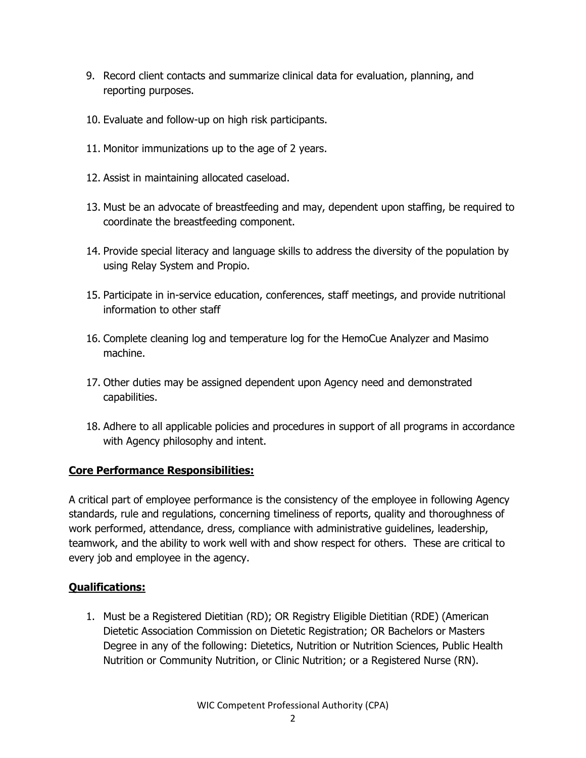9. Record client contacts and summarize clinical data for evaluation, planning, and reporting purposes.

10. Evaluate and follow-up on high risk participants.

11. Monitor immunizations up to the age of 2 years.

12. Assist in maintaining allocated caseload.

13. Must be an advocate of breastfeeding and may, dependent upon staffing, be required to coordinate the breastfeeding component.

14. Provide special literacy and language skills to address the diversity of the population by using Relay System and Propio.

15. Participate in in-service education, conferences, staff meetings, and provide nutritional information to other staff

16. Complete cleaning log and temperature log for the HemoCue Analyzer and Masimo machine.

17. Other duties may be assigned dependent upon Agency need and demonstrated capabilities.

18. Adhere to all applicable policies and procedures in support of all programs in accordance with Agency philosophy and intent.

## **Core Performance Responsibilities:**

A critical part of employee performance is the consistency of the employee in following Agency standards, rule and regulations, concerning timeliness of reports, quality and thoroughness of work performed, attendance, dress, compliance with administrative guidelines, leadership, teamwork, and the ability to work well with and show respect for others. These are critical to every job and employee in the agency.

## **Qualifications:**

1. Must be a Registered Dietitian (RD); OR Registry Eligible Dietitian (RDE) (American Dietetic Association Commission on Dietetic Registration; OR Bachelors or Masters Degree in any of the following: Dietetics, Nutrition or Nutrition Sciences, Public Health Nutrition or Community Nutrition, or Clinic Nutrition; or a Registered Nurse (RN).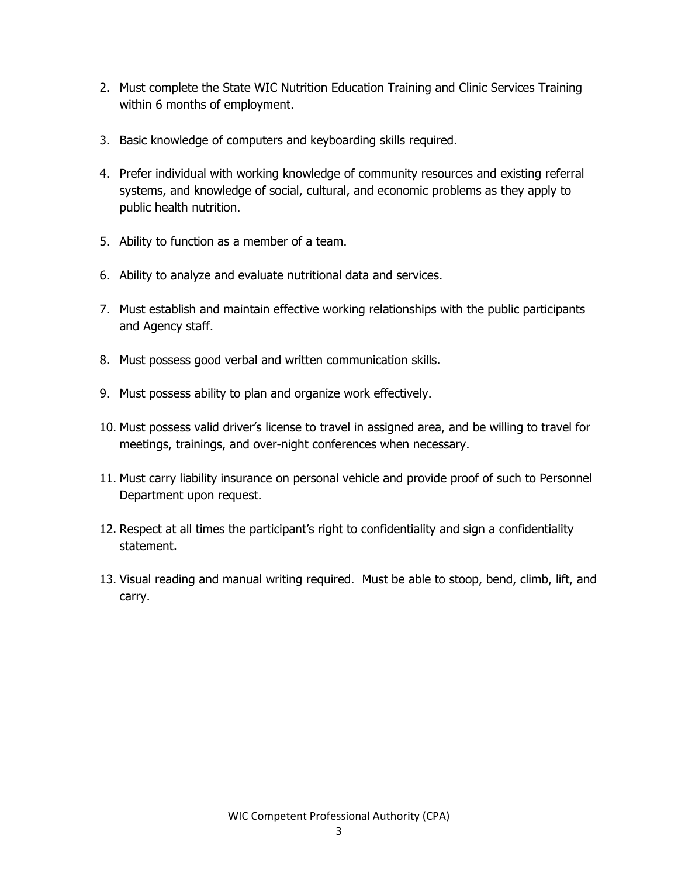2. Must complete the State WIC Nutrition Education Training and Clinic Services Training within 6 months of employment.

3. Basic knowledge of computers and keyboarding skills required.

4. Prefer individual with working knowledge of community resources and existing referral systems, and knowledge of social, cultural, and economic problems as they apply to public health nutrition.

5. Ability to function as a member of a team.

6. Ability to analyze and evaluate nutritional data and services.

7. Must establish and maintain effective working relationships with the public participants and Agency staff.

8. Must possess good verbal and written communication skills.

9. Must possess ability to plan and organize work effectively.

10. Must possess valid driver's license to travel in assigned area, and be willing to travel for meetings, trainings, and over-night conferences when necessary.

11. Must carry liability insurance on personal vehicle and provide proof of such to Personnel Department upon request.

12. Respect at all times the participant's right to confidentiality and sign a confidentiality statement.

13. Visual reading and manual writing required. Must be able to stoop, bend, climb, lift, and carry.